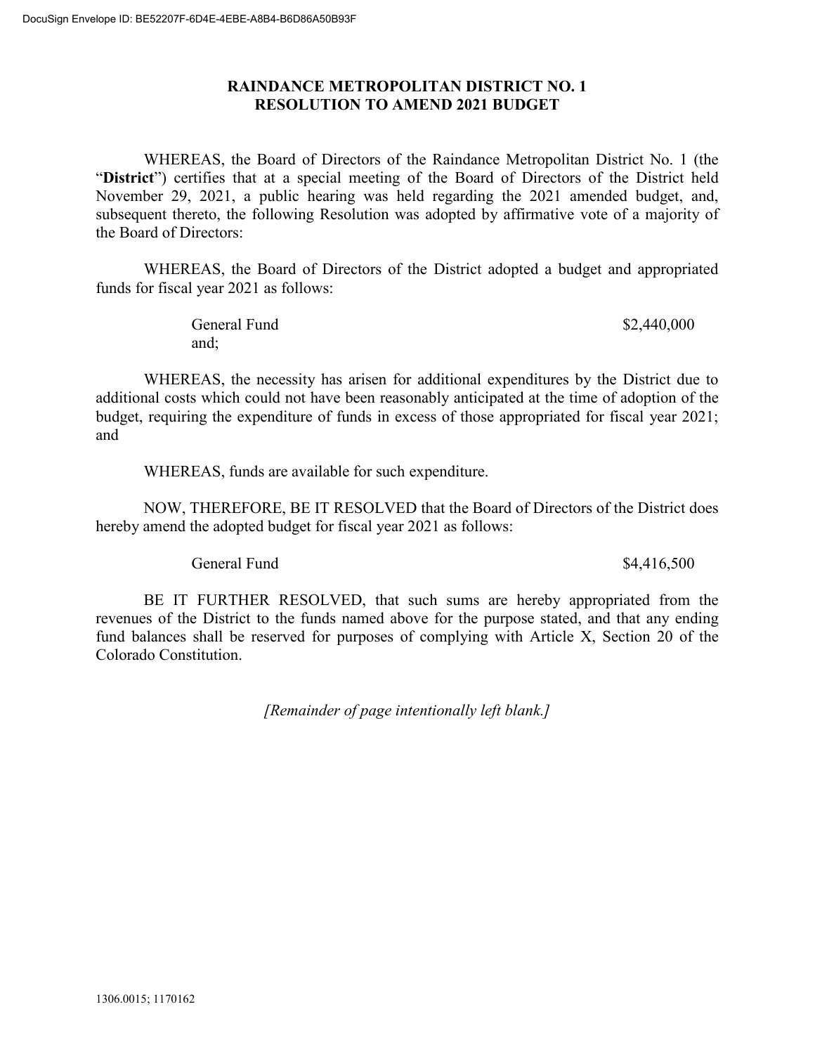# RAINDANCE METROPOLITAN DISTRICT NO. 1
# RESOLUTION TO AMEND 2021 BUDGET

WHEREAS, the Board of Directors of the Raindance Metropolitan District No. 1 (the "**District**") certifies that at a special meeting of the Board of Directors of the District held November 29, 2021, a public hearing was held regarding the 2021 amended budget, and, subsequent thereto, the following Resolution was adopted by affirmative vote of a majority of the Board of Directors:

WHEREAS, the Board of Directors of the District adopted a budget and appropriated funds for fiscal year 2021 as follows:

| | |
|---|---|
| General Fund | \$2,440,000 |
| and; | |

WHEREAS, the necessity has arisen for additional expenditures by the District due to additional costs which could not have been reasonably anticipated at the time of adoption of the budget, requiring the expenditure of funds in excess of those appropriated for fiscal year 2021; and

WHEREAS, funds are available for such expenditure.

NOW, THEREFORE, BE IT RESOLVED that the Board of Directors of the District does hereby amend the adopted budget for fiscal year 2021 as follows:

| | |
|---|---|
| General Fund | \$4,416,500 |

BE IT FURTHER RESOLVED, that such sums are hereby appropriated from the revenues of the District to the funds named above for the purpose stated, and that any ending fund balances shall be reserved for purposes of complying with Article X, Section 20 of the Colorado Constitution.

*[Remainder of page intentionally left blank.]*

1306.0015; 1170162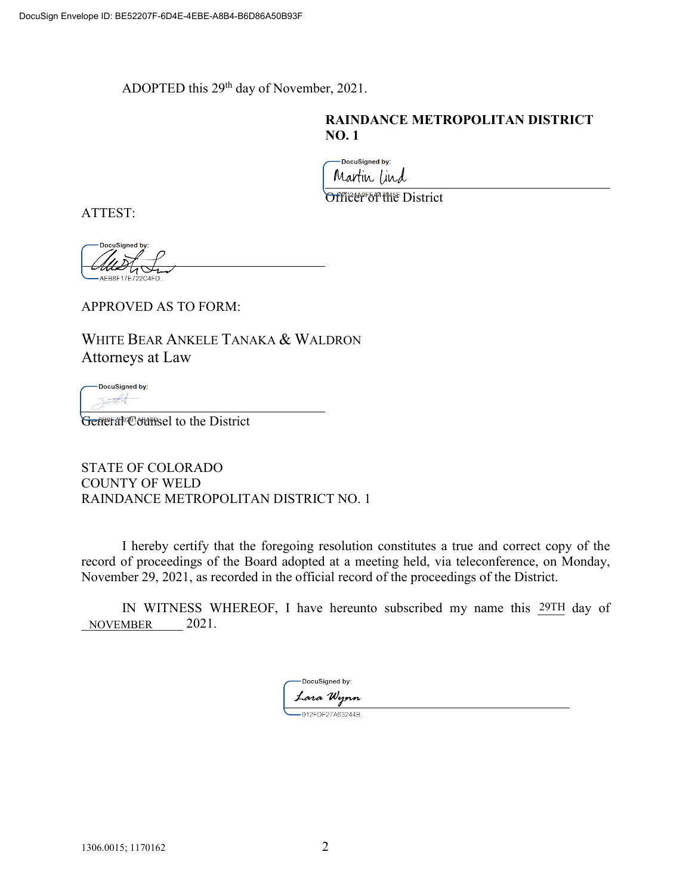DocuSign Envelope ID: BE52207F-6D4E-4EBE-A8B4-B6D86A50B93F

ADOPTED this 29th day of November, 2021.

**RAINDANCE METROPOLITAN DISTRICT NO. 1**

DocuSigned by:
Martin Lind

Officer of the District

ATTEST:

DocuSigned by:

AEB8F17E722C4FD...

APPROVED AS TO FORM:

WHITE BEAR ANKELE TANAKA & WALDRON
Attorneys at Law

DocuSigned by:

General Counsel to the District

STATE OF COLORADO
COUNTY OF WELD
RAINDANCE METROPOLITAN DISTRICT NO. 1

I hereby certify that the foregoing resolution constitutes a true and correct copy of the record of proceedings of the Board adopted at a meeting held, via teleconference, on Monday, November 29, 2021, as recorded in the official record of the proceedings of the District.

IN WITNESS WHEREOF, I have hereunto subscribed my name this 29TH day of NOVEMBER 2021.

DocuSigned by:
Lara Wynn

012FDF27A63244B...

1306.0015; 1170162